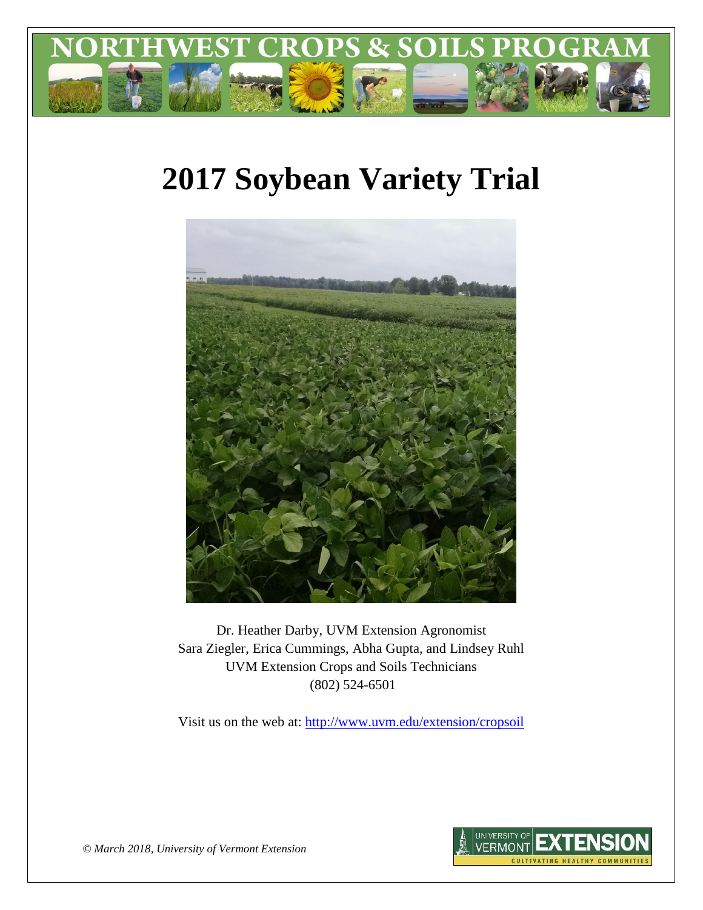# NORTHWEST CROPS & SOILS PROGRAM

# 2017 Soybean Variety Trial

Dr. Heather Darby, UVM Extension Agronomist
Sara Ziegler, Erica Cummings, Abha Gupta, and Lindsey Ruhl
UVM Extension Crops and Soils Technicians
(802) 524-6501

Visit us on the web at: http://www.uvm.edu/extension/cropsoil

*© March 2018, University of Vermont Extension*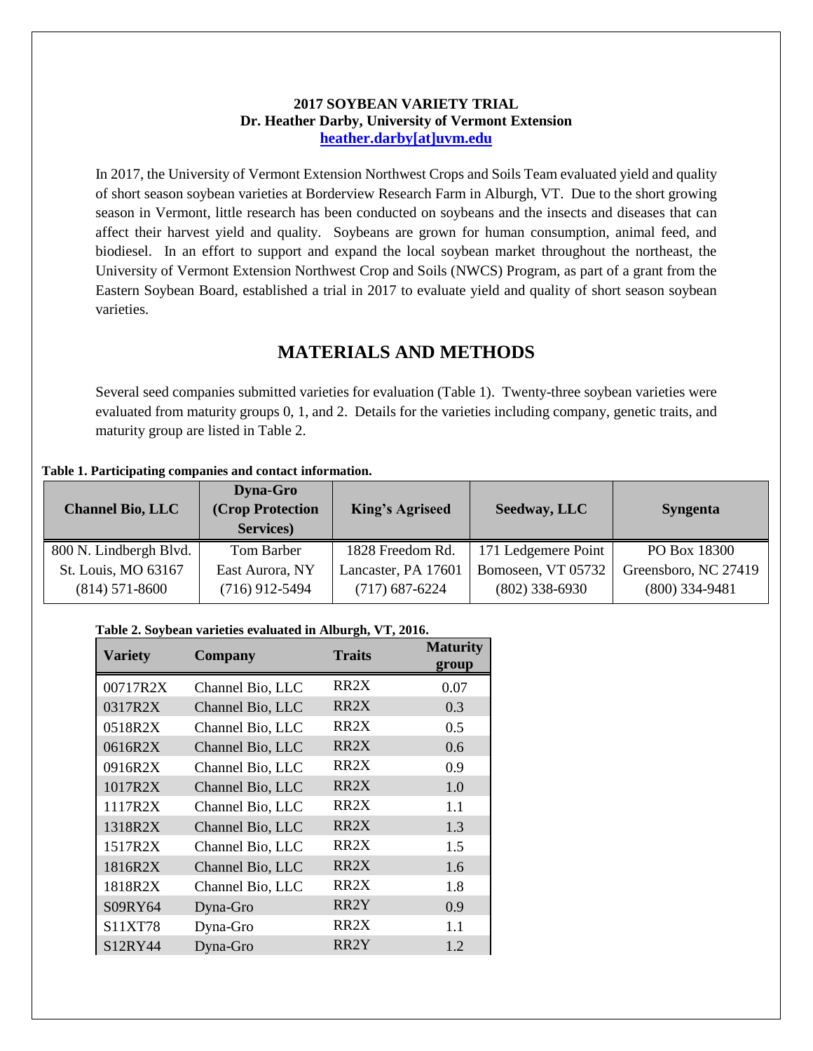**2017 SOYBEAN VARIETY TRIAL**
**Dr. Heather Darby, University of Vermont Extension**
**heather.darby[at]uvm.edu**

In 2017, the University of Vermont Extension Northwest Crops and Soils Team evaluated yield and quality of short season soybean varieties at Borderview Research Farm in Alburgh, VT. Due to the short growing season in Vermont, little research has been conducted on soybeans and the insects and diseases that can affect their harvest yield and quality. Soybeans are grown for human consumption, animal feed, and biodiesel. In an effort to support and expand the local soybean market throughout the northeast, the University of Vermont Extension Northwest Crop and Soils (NWCS) Program, as part of a grant from the Eastern Soybean Board, established a trial in 2017 to evaluate yield and quality of short season soybean varieties.

# MATERIALS AND METHODS

Several seed companies submitted varieties for evaluation (Table 1). Twenty-three soybean varieties were evaluated from maturity groups 0, 1, and 2. Details for the varieties including company, genetic traits, and maturity group are listed in Table 2.

**Table 1. Participating companies and contact information.**

| Channel Bio, LLC | Dyna-Gro (Crop Protection Services) | King's Agriseed | Seedway, LLC | Syngenta |
|---|---|---|---|---|
| 800 N. Lindbergh Blvd. | Tom Barber | 1828 Freedom Rd. | 171 Ledgemere Point | PO Box 18300 |
| St. Louis, MO 63167 | East Aurora, NY | Lancaster, PA 17601 | Bomoseen, VT 05732 | Greensboro, NC 27419 |
| (814) 571-8600 | (716) 912-5494 | (717) 687-6224 | (802) 338-6930 | (800) 334-9481 |

**Table 2. Soybean varieties evaluated in Alburgh, VT, 2016.**

| Variety | Company | Traits | Maturity group |
|---|---|---|---|
| 00717R2X | Channel Bio, LLC | RR2X | 0.07 |
| 0317R2X | Channel Bio, LLC | RR2X | 0.3 |
| 0518R2X | Channel Bio, LLC | RR2X | 0.5 |
| 0616R2X | Channel Bio, LLC | RR2X | 0.6 |
| 0916R2X | Channel Bio, LLC | RR2X | 0.9 |
| 1017R2X | Channel Bio, LLC | RR2X | 1.0 |
| 1117R2X | Channel Bio, LLC | RR2X | 1.1 |
| 1318R2X | Channel Bio, LLC | RR2X | 1.3 |
| 1517R2X | Channel Bio, LLC | RR2X | 1.5 |
| 1816R2X | Channel Bio, LLC | RR2X | 1.6 |
| 1818R2X | Channel Bio, LLC | RR2X | 1.8 |
| S09RY64 | Dyna-Gro | RR2Y | 0.9 |
| S11XT78 | Dyna-Gro | RR2X | 1.1 |
| S12RY44 | Dyna-Gro | RR2Y | 1.2 |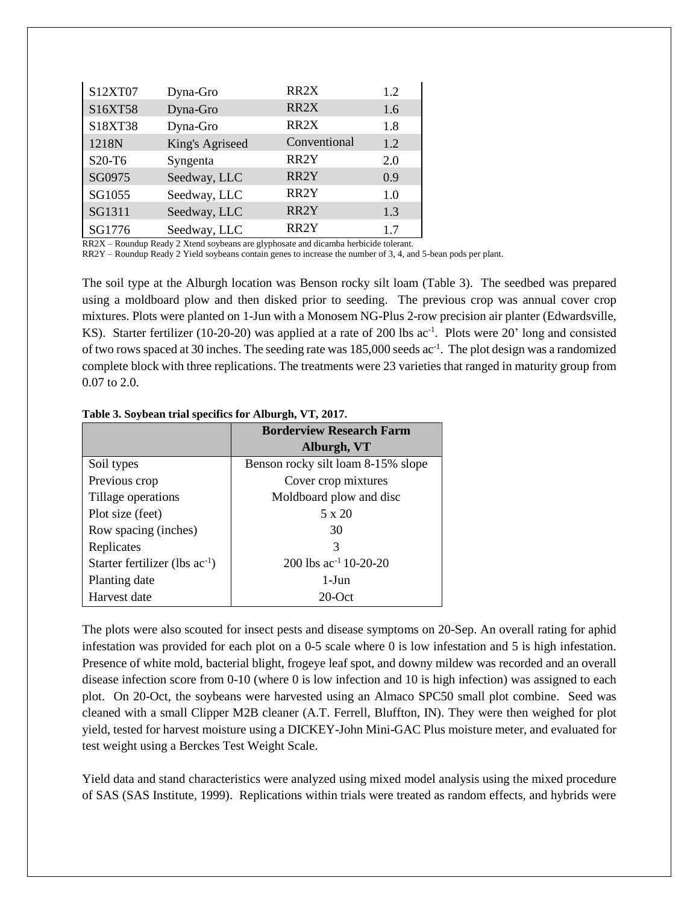| | | | |
|---|---|---|---|
| S12XT07 | Dyna-Gro | RR2X | 1.2 |
| S16XT58 | Dyna-Gro | RR2X | 1.6 |
| S18XT38 | Dyna-Gro | RR2X | 1.8 |
| 1218N | King's Agriseed | Conventional | 1.2 |
| S20-T6 | Syngenta | RR2Y | 2.0 |
| SG0975 | Seedway, LLC | RR2Y | 0.9 |
| SG1055 | Seedway, LLC | RR2Y | 1.0 |
| SG1311 | Seedway, LLC | RR2Y | 1.3 |
| SG1776 | Seedway, LLC | RR2Y | 1.7 |

RR2X – Roundup Ready 2 Xtend soybeans are glyphosate and dicamba herbicide tolerant.
RR2Y – Roundup Ready 2 Yield soybeans contain genes to increase the number of 3, 4, and 5-bean pods per plant.

The soil type at the Alburgh location was Benson rocky silt loam (Table 3). The seedbed was prepared using a moldboard plow and then disked prior to seeding. The previous crop was annual cover crop mixtures. Plots were planted on 1-Jun with a Monosem NG-Plus 2-row precision air planter (Edwardsville, KS). Starter fertilizer (10-20-20) was applied at a rate of 200 lbs $ac^{-1}$. Plots were 20' long and consisted of two rows spaced at 30 inches. The seeding rate was 185,000 seeds $ac^{-1}$. The plot design was a randomized complete block with three replications. The treatments were 23 varieties that ranged in maturity group from 0.07 to 2.0.

**Table 3. Soybean trial specifics for Alburgh, VT, 2017.**

| | Borderview Research Farm Alburgh, VT |
|---|---|
| Soil types | Benson rocky silt loam 8-15% slope |
| Previous crop | Cover crop mixtures |
| Tillage operations | Moldboard plow and disc |
| Plot size (feet) | 5 x 20 |
| Row spacing (inches) | 30 |
| Replicates | 3 |
| Starter fertilizer (lbs $ac^{-1}$) | 200 lbs $ac^{-1}$ 10-20-20 |
| Planting date | 1-Jun |
| Harvest date | 20-Oct |

The plots were also scouted for insect pests and disease symptoms on 20-Sep. An overall rating for aphid infestation was provided for each plot on a 0-5 scale where 0 is low infestation and 5 is high infestation. Presence of white mold, bacterial blight, frogeye leaf spot, and downy mildew was recorded and an overall disease infection score from 0-10 (where 0 is low infection and 10 is high infection) was assigned to each plot. On 20-Oct, the soybeans were harvested using an Almaco SPC50 small plot combine. Seed was cleaned with a small Clipper M2B cleaner (A.T. Ferrell, Bluffton, IN). They were then weighed for plot yield, tested for harvest moisture using a DICKEY-John Mini-GAC Plus moisture meter, and evaluated for test weight using a Berckes Test Weight Scale.

Yield data and stand characteristics were analyzed using mixed model analysis using the mixed procedure of SAS (SAS Institute, 1999). Replications within trials were treated as random effects, and hybrids were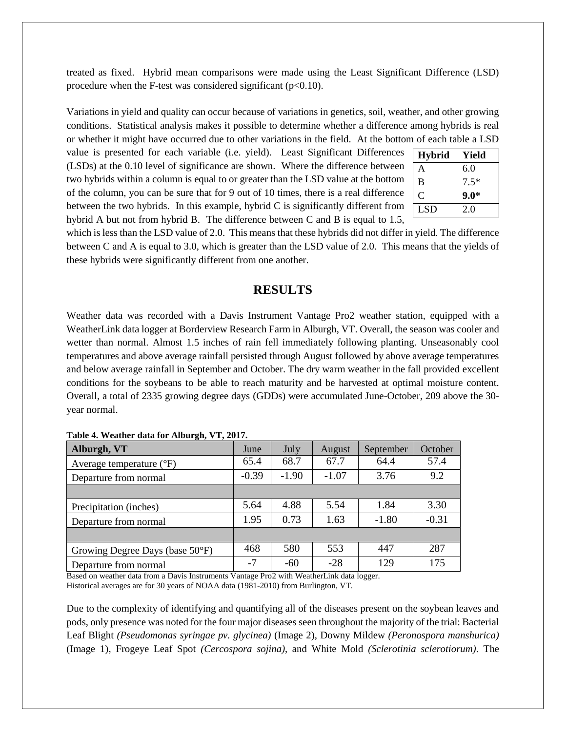treated as fixed. Hybrid mean comparisons were made using the Least Significant Difference (LSD) procedure when the F-test was considered significant ($p<0.10$).

Variations in yield and quality can occur because of variations in genetics, soil, weather, and other growing conditions. Statistical analysis makes it possible to determine whether a difference among hybrids is real or whether it might have occurred due to other variations in the field. At the bottom of each table a LSD value is presented for each variable (i.e. yield). Least Significant Differences (LSDs) at the 0.10 level of significance are shown. Where the difference between two hybrids within a column is equal to or greater than the LSD value at the bottom of the column, you can be sure that for 9 out of 10 times, there is a real difference between the two hybrids. In this example, hybrid C is significantly different from hybrid A but not from hybrid B. The difference between C and B is equal to 1.5, which is less than the LSD value of 2.0. This means that these hybrids did not differ in yield. The difference between C and A is equal to 3.0, which is greater than the LSD value of 2.0. This means that the yields of these hybrids were significantly different from one another.

| Hybrid | Yield |
|---|---|
| A | 6.0 |
| B | 7.5* |
| C | **9.0*** |
| LSD | 2.0 |

# RESULTS

Weather data was recorded with a Davis Instrument Vantage Pro2 weather station, equipped with a WeatherLink data logger at Borderview Research Farm in Alburgh, VT. Overall, the season was cooler and wetter than normal. Almost 1.5 inches of rain fell immediately following planting. Unseasonably cool temperatures and above average rainfall persisted through August followed by above average temperatures and below average rainfall in September and October. The dry warm weather in the fall provided excellent conditions for the soybeans to be able to reach maturity and be harvested at optimal moisture content. Overall, a total of 2335 growing degree days (GDDs) were accumulated June-October, 209 above the 30-year normal.

**Table 4. Weather data for Alburgh, VT, 2017.**

| Alburgh, VT | June | July | August | September | October |
|---|---|---|---|---|---|
| Average temperature (°F) | 65.4 | 68.7 | 67.7 | 64.4 | 57.4 |
| Departure from normal | -0.39 | -1.90 | -1.07 | 3.76 | 9.2 |
| | | | | | |
| Precipitation (inches) | 5.64 | 4.88 | 5.54 | 1.84 | 3.30 |
| Departure from normal | 1.95 | 0.73 | 1.63 | -1.80 | -0.31 |
| | | | | | |
| Growing Degree Days (base 50°F) | 468 | 580 | 553 | 447 | 287 |
| Departure from normal | -7 | -60 | -28 | 129 | 175 |

Based on weather data from a Davis Instruments Vantage Pro2 with WeatherLink data logger.
Historical averages are for 30 years of NOAA data (1981-2010) from Burlington, VT.

Due to the complexity of identifying and quantifying all of the diseases present on the soybean leaves and pods, only presence was noted for the four major diseases seen throughout the majority of the trial: Bacterial Leaf Blight *(Pseudomonas syringae pv. glycinea)* (Image 2), Downy Mildew *(Peronospora manshurica)* (Image 1), Frogeye Leaf Spot *(Cercospora sojina)*, and White Mold *(Sclerotinia sclerotiorum)*. The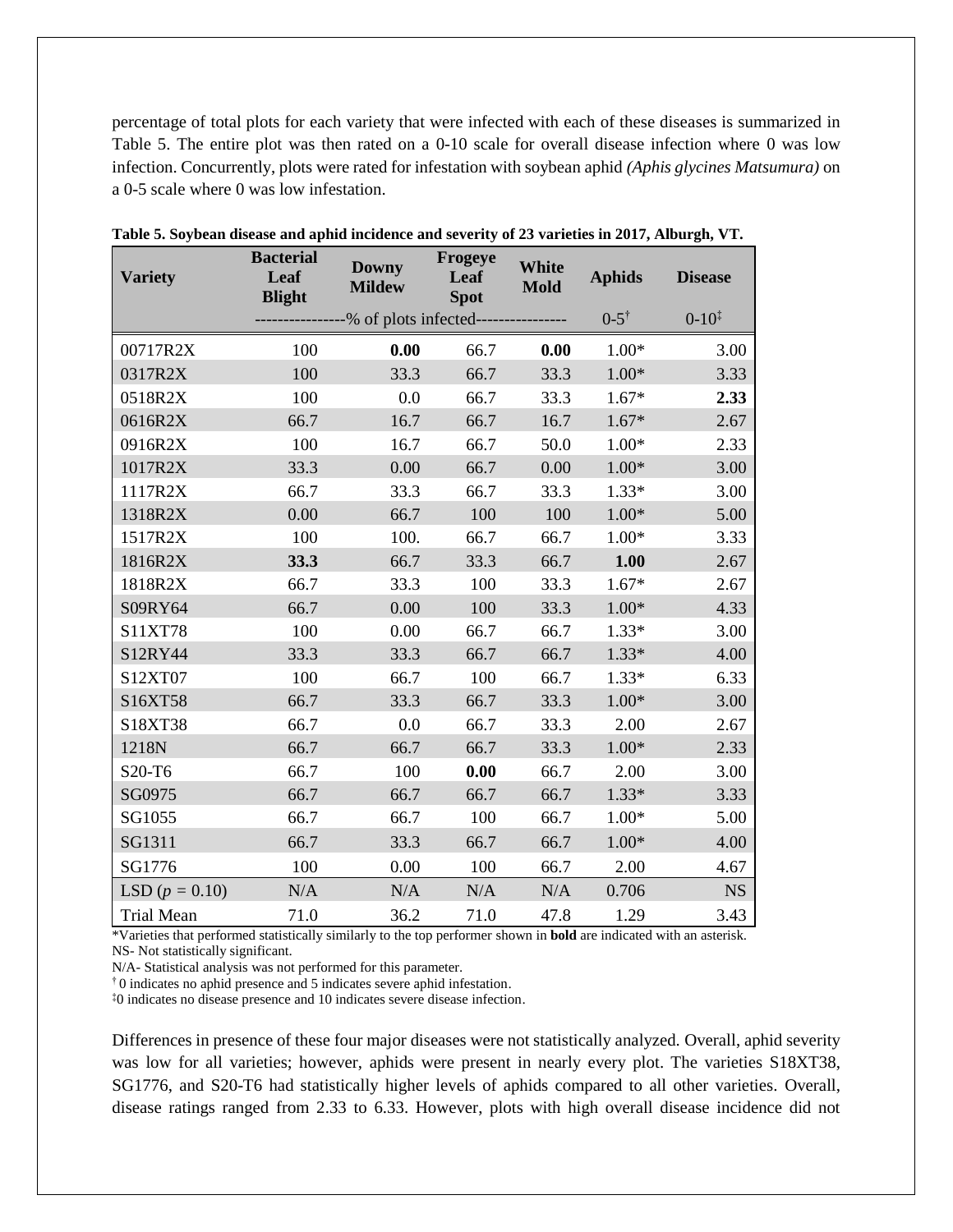percentage of total plots for each variety that were infected with each of these diseases is summarized in Table 5. The entire plot was then rated on a 0-10 scale for overall disease infection where 0 was low infection. Concurrently, plots were rated for infestation with soybean aphid *(Aphis glycines Matsumura)* on a 0-5 scale where 0 was low infestation.

**Table 5. Soybean disease and aphid incidence and severity of 23 varieties in 2017, Alburgh, VT.**

| Variety | Bacterial Leaf Blight | Downy Mildew | Frogeye Leaf Spot | White Mold | Aphids | Disease |
|---|---|---|---|---|---|---|
| | ---------------% of plots infected--------------- | | | | 0-5† | 0-10‡ |
| 00717R2X | 100 | **0.00** | 66.7 | **0.00** | 1.00* | 3.00 |
| 0317R2X | 100 | 33.3 | 66.7 | 33.3 | 1.00* | 3.33 |
| 0518R2X | 100 | 0.0 | 66.7 | 33.3 | 1.67* | **2.33** |
| 0616R2X | 66.7 | 16.7 | 66.7 | 16.7 | 1.67* | 2.67 |
| 0916R2X | 100 | 16.7 | 66.7 | 50.0 | 1.00* | 2.33 |
| 1017R2X | 33.3 | 0.00 | 66.7 | 0.00 | 1.00* | 3.00 |
| 1117R2X | 66.7 | 33.3 | 66.7 | 33.3 | 1.33* | 3.00 |
| 1318R2X | 0.00 | 66.7 | 100 | 100 | 1.00* | 5.00 |
| 1517R2X | 100 | 100. | 66.7 | 66.7 | 1.00* | 3.33 |
| 1816R2X | **33.3** | 66.7 | 33.3 | 66.7 | **1.00** | 2.67 |
| 1818R2X | 66.7 | 33.3 | 100 | 33.3 | 1.67* | 2.67 |
| S09RY64 | 66.7 | 0.00 | 100 | 33.3 | 1.00* | 4.33 |
| S11XT78 | 100 | 0.00 | 66.7 | 66.7 | 1.33* | 3.00 |
| S12RY44 | 33.3 | 33.3 | 66.7 | 66.7 | 1.33* | 4.00 |
| S12XT07 | 100 | 66.7 | 100 | 66.7 | 1.33* | 6.33 |
| S16XT58 | 66.7 | 33.3 | 66.7 | 33.3 | 1.00* | 3.00 |
| S18XT38 | 66.7 | 0.0 | 66.7 | 33.3 | 2.00 | 2.67 |
| 1218N | 66.7 | 66.7 | 66.7 | 33.3 | 1.00* | 2.33 |
| S20-T6 | 66.7 | 100 | **0.00** | 66.7 | 2.00 | 3.00 |
| SG0975 | 66.7 | 66.7 | 66.7 | 66.7 | 1.33* | 3.33 |
| SG1055 | 66.7 | 66.7 | 100 | 66.7 | 1.00* | 5.00 |
| SG1311 | 66.7 | 33.3 | 66.7 | 66.7 | 1.00* | 4.00 |
| SG1776 | 100 | 0.00 | 100 | 66.7 | 2.00 | 4.67 |
| LSD ($p$ = 0.10) | N/A | N/A | N/A | N/A | 0.706 | NS |
| Trial Mean | 71.0 | 36.2 | 71.0 | 47.8 | 1.29 | 3.43 |

*Varieties that performed statistically similarly to the top performer shown in **bold** are indicated with an asterisk.
NS- Not statistically significant.
N/A- Statistical analysis was not performed for this parameter.
† 0 indicates no aphid presence and 5 indicates severe aphid infestation.
‡0 indicates no disease presence and 10 indicates severe disease infection.

Differences in presence of these four major diseases were not statistically analyzed. Overall, aphid severity was low for all varieties; however, aphids were present in nearly every plot. The varieties S18XT38, SG1776, and S20-T6 had statistically higher levels of aphids compared to all other varieties. Overall, disease ratings ranged from 2.33 to 6.33. However, plots with high overall disease incidence did not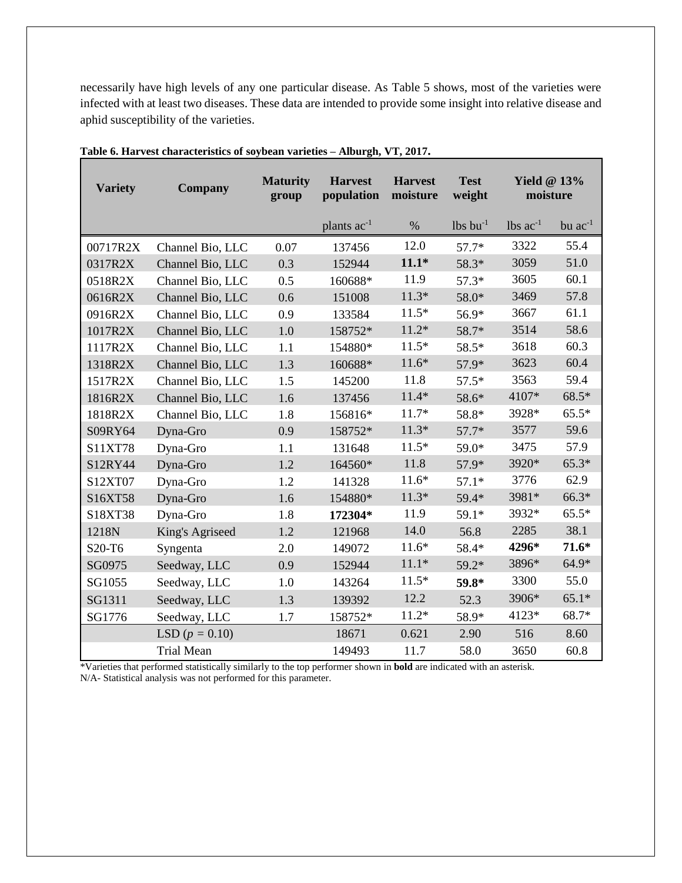necessarily have high levels of any one particular disease. As Table 5 shows, most of the varieties were infected with at least two diseases. These data are intended to provide some insight into relative disease and aphid susceptibility of the varieties.

**Table 6. Harvest characteristics of soybean varieties – Alburgh, VT, 2017.**

| Variety | Company | Maturity group | Harvest population | Harvest moisture | Test weight | Yield @ 13% moisture | |
|---|---|---|---|---|---|---|---|
| | | | plants $ac^{-1}$ | % | lbs $bu^{-1}$ | lbs $ac^{-1}$ | bu $ac^{-1}$ |
| 00717R2X | Channel Bio, LLC | 0.07 | 137456 | 12.0 | 57.7* | 3322 | 55.4 |
| 0317R2X | Channel Bio, LLC | 0.3 | 152944 | **11.1*** | 58.3* | 3059 | 51.0 |
| 0518R2X | Channel Bio, LLC | 0.5 | 160688* | 11.9 | 57.3* | 3605 | 60.1 |
| 0616R2X | Channel Bio, LLC | 0.6 | 151008 | 11.3* | 58.0* | 3469 | 57.8 |
| 0916R2X | Channel Bio, LLC | 0.9 | 133584 | 11.5* | 56.9* | 3667 | 61.1 |
| 1017R2X | Channel Bio, LLC | 1.0 | 158752* | 11.2* | 58.7* | 3514 | 58.6 |
| 1117R2X | Channel Bio, LLC | 1.1 | 154880* | 11.5* | 58.5* | 3618 | 60.3 |
| 1318R2X | Channel Bio, LLC | 1.3 | 160688* | 11.6* | 57.9* | 3623 | 60.4 |
| 1517R2X | Channel Bio, LLC | 1.5 | 145200 | 11.8 | 57.5* | 3563 | 59.4 |
| 1816R2X | Channel Bio, LLC | 1.6 | 137456 | 11.4* | 58.6* | 4107* | 68.5* |
| 1818R2X | Channel Bio, LLC | 1.8 | 156816* | 11.7* | 58.8* | 3928* | 65.5* |
| S09RY64 | Dyna-Gro | 0.9 | 158752* | 11.3* | 57.7* | 3577 | 59.6 |
| S11XT78 | Dyna-Gro | 1.1 | 131648 | 11.5* | 59.0* | 3475 | 57.9 |
| S12RY44 | Dyna-Gro | 1.2 | 164560* | 11.8 | 57.9* | 3920* | 65.3* |
| S12XT07 | Dyna-Gro | 1.2 | 141328 | 11.6* | 57.1* | 3776 | 62.9 |
| S16XT58 | Dyna-Gro | 1.6 | 154880* | 11.3* | 59.4* | 3981* | 66.3* |
| S18XT38 | Dyna-Gro | 1.8 | **172304*** | 11.9 | 59.1* | 3932* | 65.5* |
| 1218N | King's Agriseed | 1.2 | 121968 | 14.0 | 56.8 | 2285 | 38.1 |
| S20-T6 | Syngenta | 2.0 | 149072 | 11.6* | 58.4* | **4296*** | **71.6*** |
| SG0975 | Seedway, LLC | 0.9 | 152944 | 11.1* | 59.2* | 3896* | 64.9* |
| SG1055 | Seedway, LLC | 1.0 | 143264 | 11.5* | **59.8*** | 3300 | 55.0 |
| SG1311 | Seedway, LLC | 1.3 | 139392 | 12.2 | 52.3 | 3906* | 65.1* |
| SG1776 | Seedway, LLC | 1.7 | 158752* | 11.2* | 58.9* | 4123* | 68.7* |
| | LSD ($p$ = 0.10) | | 18671 | 0.621 | 2.90 | 516 | 8.60 |
| | Trial Mean | | 149493 | 11.7 | 58.0 | 3650 | 60.8 |

*Varieties that performed statistically similarly to the top performer shown in **bold** are indicated with an asterisk.
N/A- Statistical analysis was not performed for this parameter.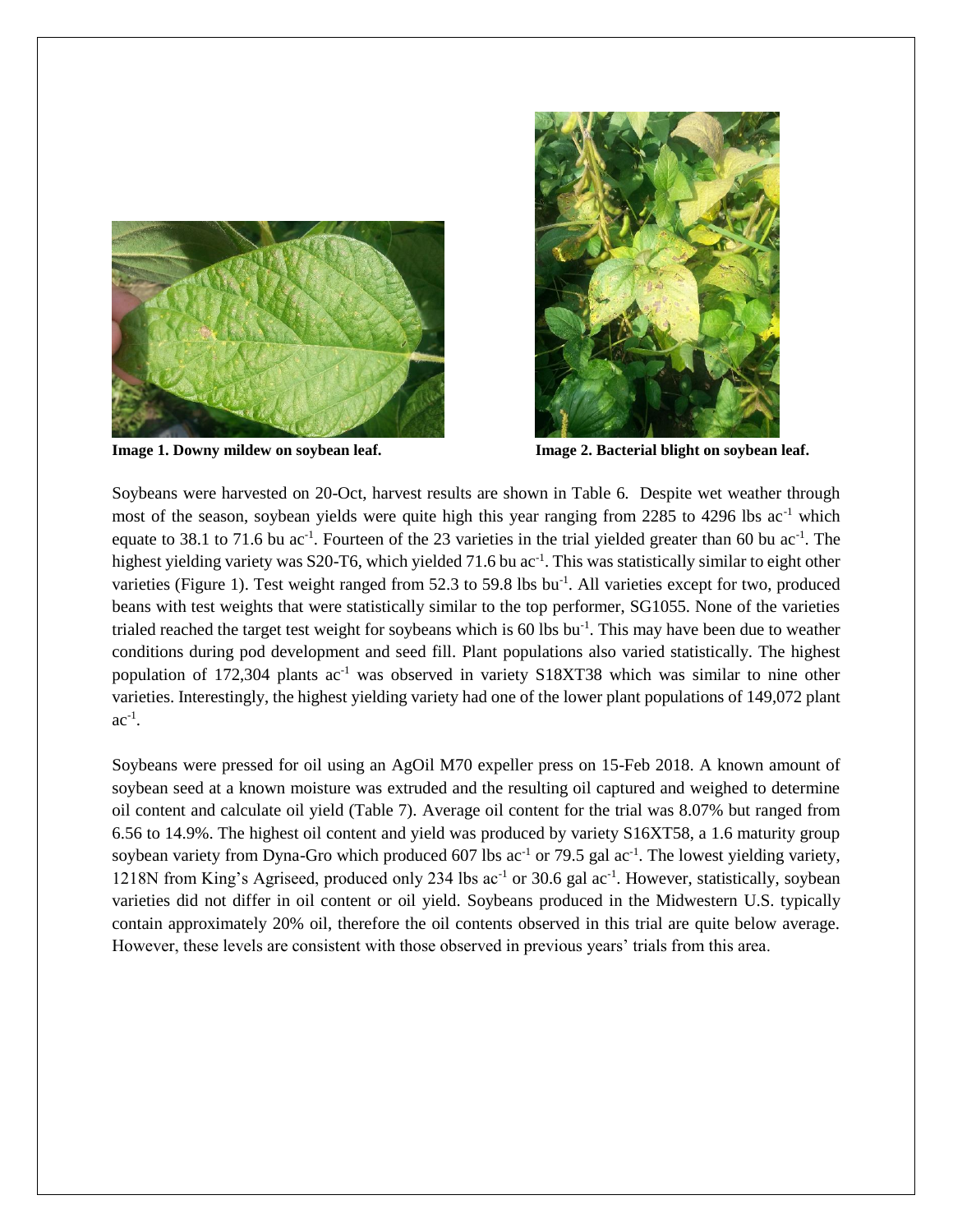Image 1. Downy mildew on soybean leaf.

Image 2. Bacterial blight on soybean leaf.

Soybeans were harvested on 20-Oct, harvest results are shown in Table 6. Despite wet weather through most of the season, soybean yields were quite high this year ranging from 2285 to 4296 lbs $ac^{-1}$ which equate to 38.1 to 71.6 bu $ac^{-1}$. Fourteen of the 23 varieties in the trial yielded greater than 60 bu $ac^{-1}$. The highest yielding variety was S20-T6, which yielded 71.6 bu $ac^{-1}$. This was statistically similar to eight other varieties (Figure 1). Test weight ranged from 52.3 to 59.8 lbs $bu^{-1}$. All varieties except for two, produced beans with test weights that were statistically similar to the top performer, SG1055. None of the varieties trialed reached the target test weight for soybeans which is 60 lbs $bu^{-1}$. This may have been due to weather conditions during pod development and seed fill. Plant populations also varied statistically. The highest population of 172,304 plants $ac^{-1}$ was observed in variety S18XT38 which was similar to nine other varieties. Interestingly, the highest yielding variety had one of the lower plant populations of 149,072 plant $ac^{-1}$.

Soybeans were pressed for oil using an AgOil M70 expeller press on 15-Feb 2018. A known amount of soybean seed at a known moisture was extruded and the resulting oil captured and weighed to determine oil content and calculate oil yield (Table 7). Average oil content for the trial was 8.07% but ranged from 6.56 to 14.9%. The highest oil content and yield was produced by variety S16XT58, a 1.6 maturity group soybean variety from Dyna-Gro which produced 607 lbs $ac^{-1}$ or 79.5 gal $ac^{-1}$. The lowest yielding variety, 1218N from King's Agriseed, produced only 234 lbs $ac^{-1}$ or 30.6 gal $ac^{-1}$. However, statistically, soybean varieties did not differ in oil content or oil yield. Soybeans produced in the Midwestern U.S. typically contain approximately 20% oil, therefore the oil contents observed in this trial are quite below average. However, these levels are consistent with those observed in previous years' trials from this area.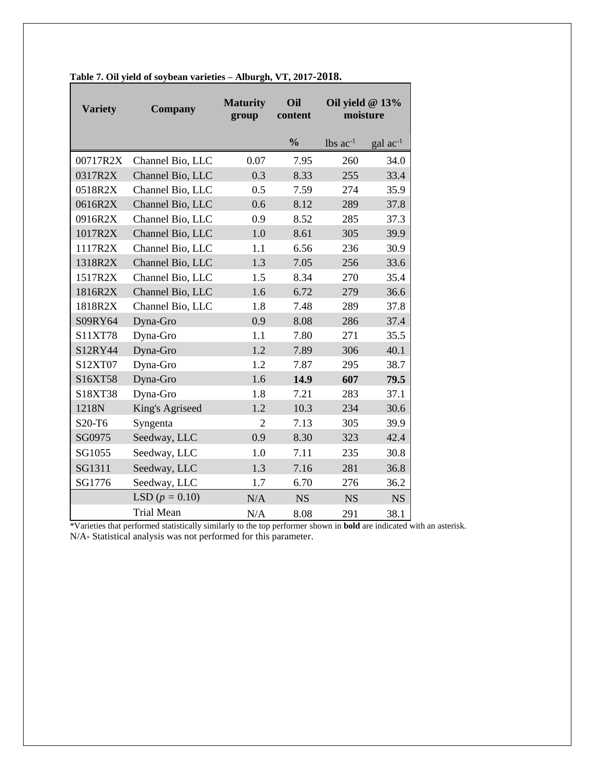**Table 7. Oil yield of soybean varieties – Alburgh, VT, 2017-2018.**

| Variety | Company | Maturity group | Oil content | Oil yield @ 13% moisture | |
|---|---|---|---|---|---|
| | | | % | lbs $ac^{-1}$ | gal $ac^{-1}$ |
| 00717R2X | Channel Bio, LLC | 0.07 | 7.95 | 260 | 34.0 |
| 0317R2X | Channel Bio, LLC | 0.3 | 8.33 | 255 | 33.4 |
| 0518R2X | Channel Bio, LLC | 0.5 | 7.59 | 274 | 35.9 |
| 0616R2X | Channel Bio, LLC | 0.6 | 8.12 | 289 | 37.8 |
| 0916R2X | Channel Bio, LLC | 0.9 | 8.52 | 285 | 37.3 |
| 1017R2X | Channel Bio, LLC | 1.0 | 8.61 | 305 | 39.9 |
| 1117R2X | Channel Bio, LLC | 1.1 | 6.56 | 236 | 30.9 |
| 1318R2X | Channel Bio, LLC | 1.3 | 7.05 | 256 | 33.6 |
| 1517R2X | Channel Bio, LLC | 1.5 | 8.34 | 270 | 35.4 |
| 1816R2X | Channel Bio, LLC | 1.6 | 6.72 | 279 | 36.6 |
| 1818R2X | Channel Bio, LLC | 1.8 | 7.48 | 289 | 37.8 |
| S09RY64 | Dyna-Gro | 0.9 | 8.08 | 286 | 37.4 |
| S11XT78 | Dyna-Gro | 1.1 | 7.80 | 271 | 35.5 |
| S12RY44 | Dyna-Gro | 1.2 | 7.89 | 306 | 40.1 |
| S12XT07 | Dyna-Gro | 1.2 | 7.87 | 295 | 38.7 |
| S16XT58 | Dyna-Gro | 1.6 | **14.9** | **607** | **79.5** |
| S18XT38 | Dyna-Gro | 1.8 | 7.21 | 283 | 37.1 |
| 1218N | King's Agriseed | 1.2 | 10.3 | 234 | 30.6 |
| S20-T6 | Syngenta | 2 | 7.13 | 305 | 39.9 |
| SG0975 | Seedway, LLC | 0.9 | 8.30 | 323 | 42.4 |
| SG1055 | Seedway, LLC | 1.0 | 7.11 | 235 | 30.8 |
| SG1311 | Seedway, LLC | 1.3 | 7.16 | 281 | 36.8 |
| SG1776 | Seedway, LLC | 1.7 | 6.70 | 276 | 36.2 |
| | LSD ($p$ = 0.10) | N/A | NS | NS | NS |
| | Trial Mean | N/A | 8.08 | 291 | 38.1 |

*Varieties that performed statistically similarly to the top performer shown in **bold** are indicated with an asterisk.
N/A- Statistical analysis was not performed for this parameter.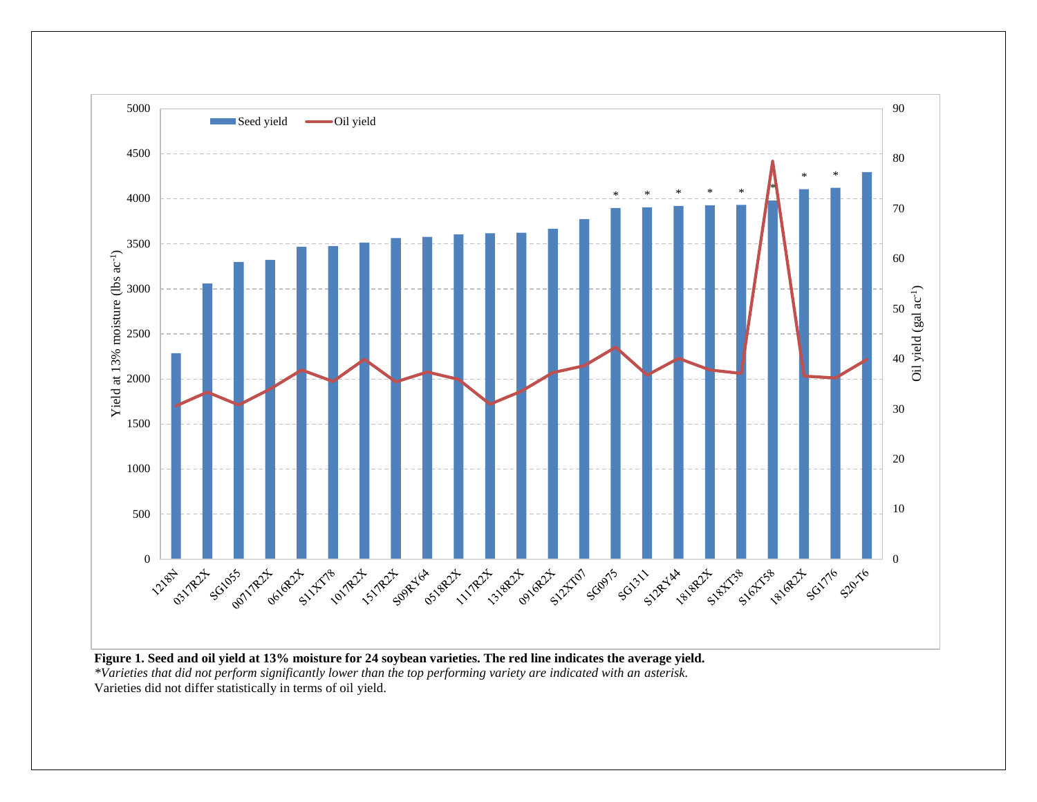**Figure 1. Seed and oil yield at 13% moisture for 24 soybean varieties. The red line indicates the average yield.**

*\*Varieties that did not perform significantly lower than the top performing variety are indicated with an asterisk.*

Varieties did not differ statistically in terms of oil yield.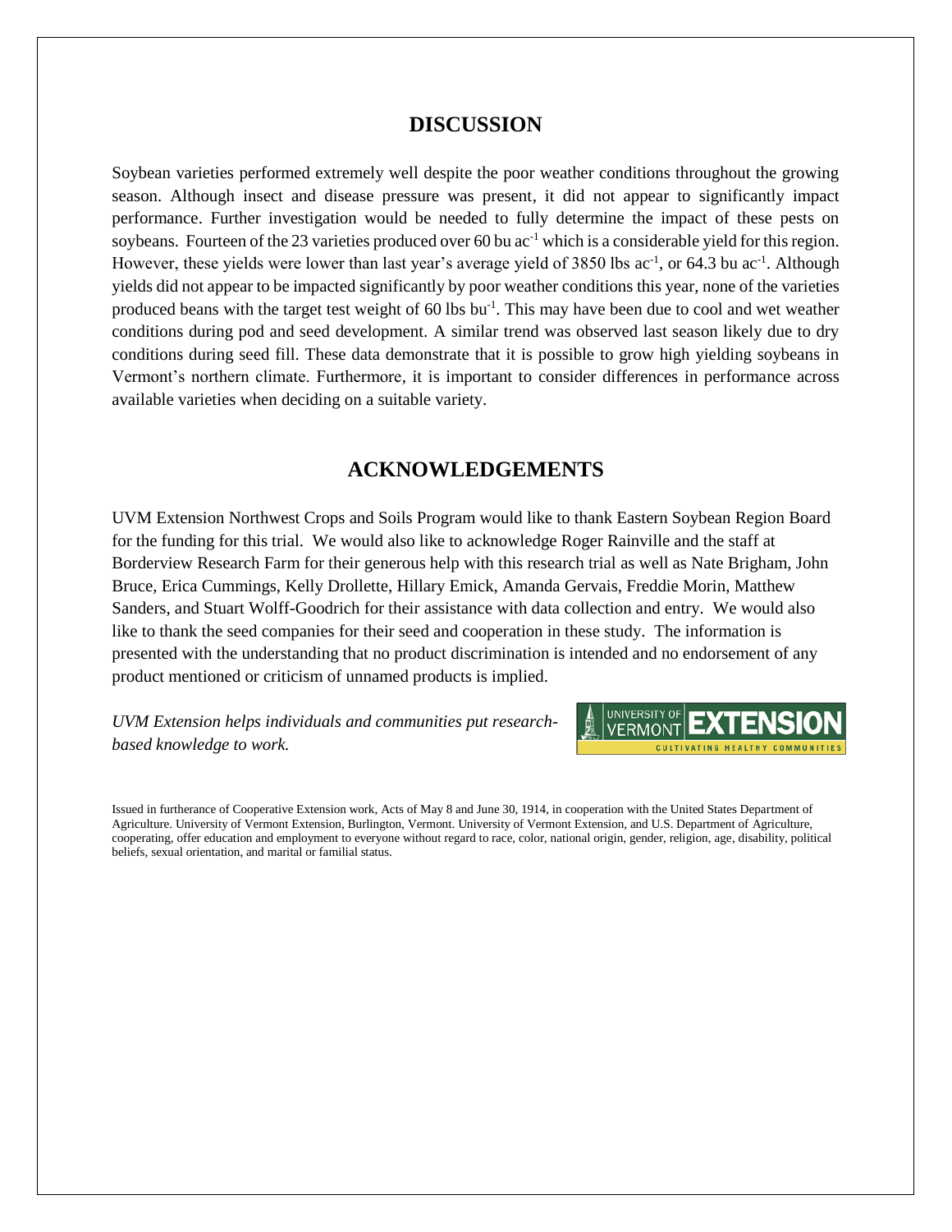## DISCUSSION

Soybean varieties performed extremely well despite the poor weather conditions throughout the growing season. Although insect and disease pressure was present, it did not appear to significantly impact performance. Further investigation would be needed to fully determine the impact of these pests on soybeans. Fourteen of the 23 varieties produced over 60 bu $ac^{-1}$ which is a considerable yield for this region. However, these yields were lower than last year's average yield of 3850 lbs $ac^{-1}$, or 64.3 bu $ac^{-1}$. Although yields did not appear to be impacted significantly by poor weather conditions this year, none of the varieties produced beans with the target test weight of 60 lbs $bu^{-1}$. This may have been due to cool and wet weather conditions during pod and seed development. A similar trend was observed last season likely due to dry conditions during seed fill. These data demonstrate that it is possible to grow high yielding soybeans in Vermont's northern climate. Furthermore, it is important to consider differences in performance across available varieties when deciding on a suitable variety.

## ACKNOWLEDGEMENTS

UVM Extension Northwest Crops and Soils Program would like to thank Eastern Soybean Region Board for the funding for this trial. We would also like to acknowledge Roger Rainville and the staff at Borderview Research Farm for their generous help with this research trial as well as Nate Brigham, John Bruce, Erica Cummings, Kelly Drollette, Hillary Emick, Amanda Gervais, Freddie Morin, Matthew Sanders, and Stuart Wolff-Goodrich for their assistance with data collection and entry. We would also like to thank the seed companies for their seed and cooperation in these study. The information is presented with the understanding that no product discrimination is intended and no endorsement of any product mentioned or criticism of unnamed products is implied.

*UVM Extension helps individuals and communities put research-based knowledge to work.*

UNIVERSITY OF VERMONT EXTENSION
CULTIVATING HEALTHY COMMUNITIES

Issued in furtherance of Cooperative Extension work, Acts of May 8 and June 30, 1914, in cooperation with the United States Department of Agriculture. University of Vermont Extension, Burlington, Vermont. University of Vermont Extension, and U.S. Department of Agriculture, cooperating, offer education and employment to everyone without regard to race, color, national origin, gender, religion, age, disability, political beliefs, sexual orientation, and marital or familial status.